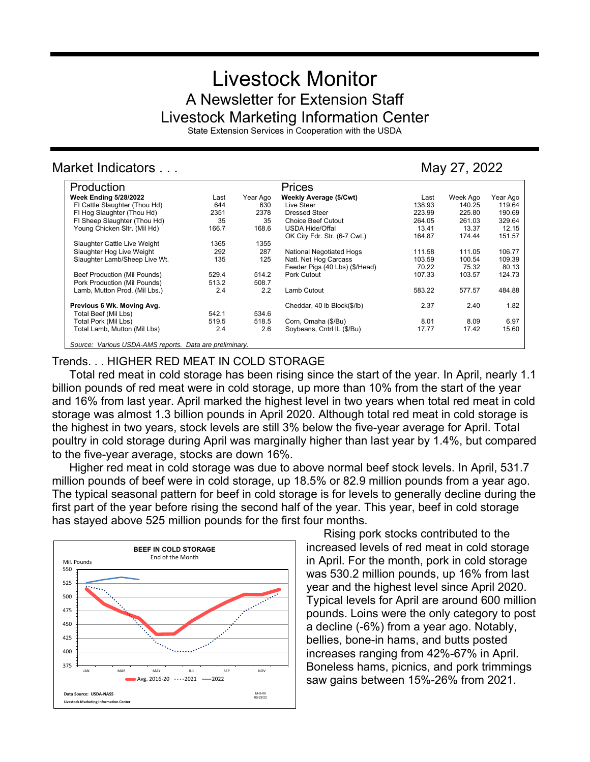# Livestock Monitor

## A Newsletter for Extension Staff

## Livestock Marketing Information Center

State Extension Services in Cooperation with the USDA

## Market Indicators . . .

May 27, 2022

| Production | | | Prices | | | |
|---|---|---|---|---|---|---|
| **Week Ending 5/28/2022** | Last | Year Ago | **Weekly Average ($/Cwt)** | Last | Week Ago | Year Ago |
| FI Cattle Slaughter (Thou Hd) | 644 | 630 | Live Steer | 138.93 | 140.25 | 119.64 |
| FI Hog Slaughter (Thou Hd) | 2351 | 2378 | Dressed Steer | 223.99 | 225.80 | 190.69 |
| FI Sheep Slaughter (Thou Hd) | 35 | 35 | Choice Beef Cutout | 264.05 | 261.03 | 329.64 |
| Young Chicken Sltr. (Mil Hd) | 166.7 | 168.6 | USDA Hide/Offal | 13.41 | 13.37 | 12.15 |
| | | | OK City Fdr. Str. (6-7 Cwt.) | 164.87 | 174.44 | 151.57 |
| Slaughter Cattle Live Weight | 1365 | 1355 | | | | |
| Slaughter Hog Live Weight | 292 | 287 | National Negotiated Hogs | 111.58 | 111.05 | 106.77 |
| Slaughter Lamb/Sheep Live Wt. | 135 | 125 | Natl. Net Hog Carcass | 103.59 | 100.54 | 109.39 |
| | | | Feeder Pigs (40 Lbs) ($/Head) | 70.22 | 75.32 | 80.13 |
| Beef Production (Mil Pounds) | 529.4 | 514.2 | Pork Cutout | 107.33 | 103.57 | 124.73 |
| Pork Production (Mil Pounds) | 513.2 | 508.7 | | | | |
| Lamb, Mutton Prod. (Mil Lbs.) | 2.4 | 2.2 | Lamb Cutout | 583.22 | 577.57 | 484.88 |
| **Previous 6 Wk. Moving Avg.** | | | Cheddar, 40 lb Block($/lb) | 2.37 | 2.40 | 1.82 |
| Total Beef (Mil Lbs) | 542.1 | 534.6 | | | | |
| Total Pork (Mil Lbs) | 519.5 | 518.5 | Corn, Omaha ($/Bu) | 8.01 | 8.09 | 6.97 |
| Total Lamb, Mutton (Mil Lbs) | 2.4 | 2.6 | Soybeans, Cntrl IL ($/Bu) | 17.77 | 17.42 | 15.60 |

*Source: Various USDA-AMS reports. Data are preliminary.*

## Trends. . . HIGHER RED MEAT IN COLD STORAGE

Total red meat in cold storage has been rising since the start of the year. In April, nearly 1.1 billion pounds of red meat were in cold storage, up more than 10% from the start of the year and 16% from last year. April marked the highest level in two years when total red meat in cold storage was almost 1.3 billion pounds in April 2020. Although total red meat in cold storage is the highest in two years, stock levels are still 3% below the five-year average for April. Total poultry in cold storage during April was marginally higher than last year by 1.4%, but compared to the five-year average, stocks are down 16%.

Higher red meat in cold storage was due to above normal beef stock levels. In April, 531.7 million pounds of beef were in cold storage, up 18.5% or 82.9 million pounds from a year ago. The typical seasonal pattern for beef in cold storage is for levels to generally decline during the first part of the year before rising the second half of the year. This year, beef in cold storage has stayed above 525 million pounds for the first four months.

**BEEF IN COLD STORAGE**
End of the Month

Mil. Pounds

Avg. 2016-20 ····2021 —2022

Data Source: USDA-NASS
Livestock Marketing Information Center

Rising pork stocks contributed to the increased levels of red meat in cold storage in April. For the month, pork in cold storage was 530.2 million pounds, up 16% from last year and the highest level since April 2020. Typical levels for April are around 600 million pounds. Loins were the only category to post a decline (-6%) from a year ago. Notably, bellies, bone-in hams, and butts posted increases ranging from 42%-67% in April. Boneless hams, picnics, and pork trimmings saw gains between 15%-26% from 2021.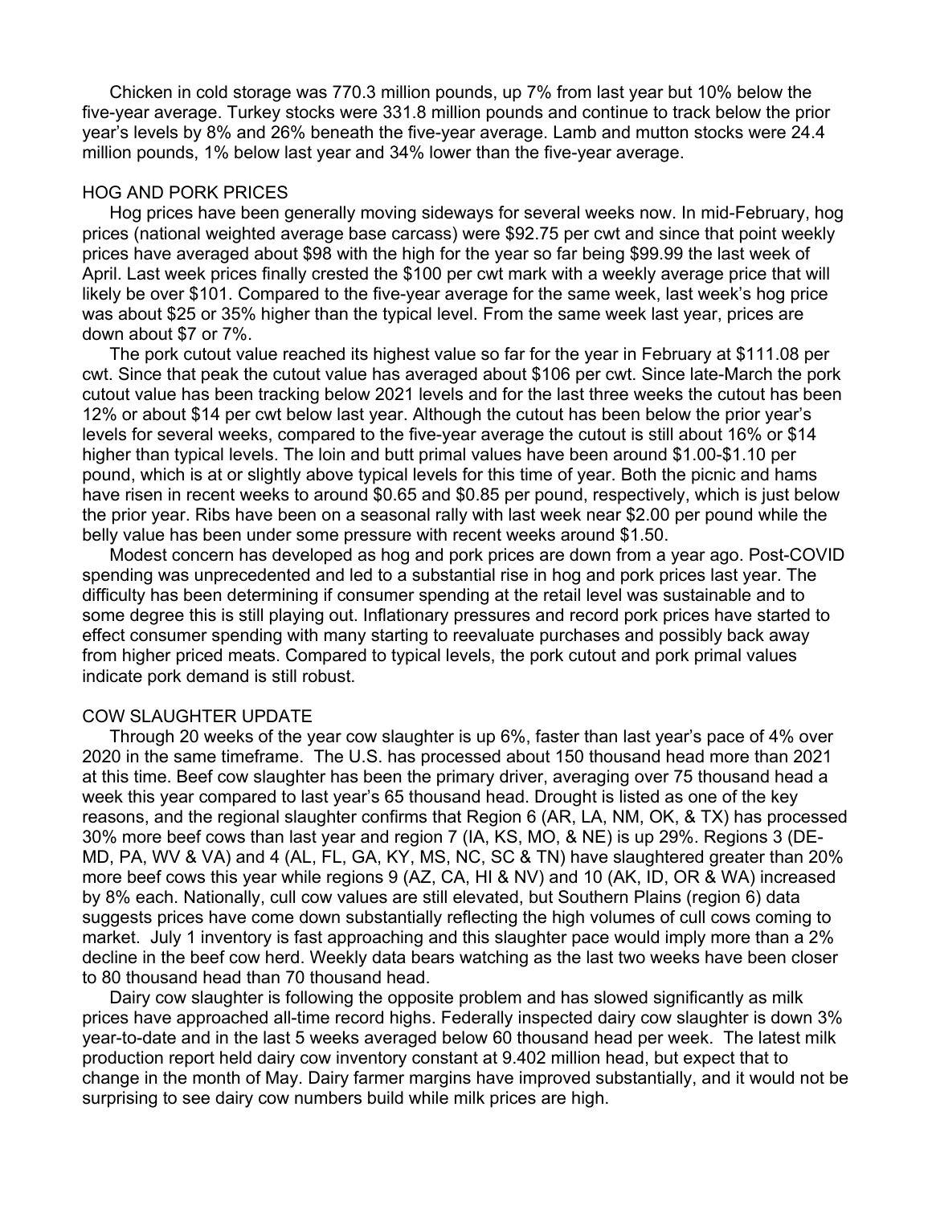Chicken in cold storage was 770.3 million pounds, up 7% from last year but 10% below the five-year average. Turkey stocks were 331.8 million pounds and continue to track below the prior year's levels by 8% and 26% beneath the five-year average. Lamb and mutton stocks were 24.4 million pounds, 1% below last year and 34% lower than the five-year average.

## HOG AND PORK PRICES

Hog prices have been generally moving sideways for several weeks now. In mid-February, hog prices (national weighted average base carcass) were $92.75 per cwt and since that point weekly prices have averaged about $98 with the high for the year so far being $99.99 the last week of April. Last week prices finally crested the $100 per cwt mark with a weekly average price that will likely be over $101. Compared to the five-year average for the same week, last week's hog price was about $25 or 35% higher than the typical level. From the same week last year, prices are down about $7 or 7%.

The pork cutout value reached its highest value so far for the year in February at $111.08 per cwt. Since that peak the cutout value has averaged about $106 per cwt. Since late-March the pork cutout value has been tracking below 2021 levels and for the last three weeks the cutout has been 12% or about $14 per cwt below last year. Although the cutout has been below the prior year's levels for several weeks, compared to the five-year average the cutout is still about 16% or $14 higher than typical levels. The loin and butt primal values have been around $1.00-$1.10 per pound, which is at or slightly above typical levels for this time of year. Both the picnic and hams have risen in recent weeks to around $0.65 and $0.85 per pound, respectively, which is just below the prior year. Ribs have been on a seasonal rally with last week near $2.00 per pound while the belly value has been under some pressure with recent weeks around $1.50.

Modest concern has developed as hog and pork prices are down from a year ago. Post-COVID spending was unprecedented and led to a substantial rise in hog and pork prices last year. The difficulty has been determining if consumer spending at the retail level was sustainable and to some degree this is still playing out. Inflationary pressures and record pork prices have started to effect consumer spending with many starting to reevaluate purchases and possibly back away from higher priced meats. Compared to typical levels, the pork cutout and pork primal values indicate pork demand is still robust.

## COW SLAUGHTER UPDATE

Through 20 weeks of the year cow slaughter is up 6%, faster than last year's pace of 4% over 2020 in the same timeframe. The U.S. has processed about 150 thousand head more than 2021 at this time. Beef cow slaughter has been the primary driver, averaging over 75 thousand head a week this year compared to last year's 65 thousand head. Drought is listed as one of the key reasons, and the regional slaughter confirms that Region 6 (AR, LA, NM, OK, & TX) has processed 30% more beef cows than last year and region 7 (IA, KS, MO, & NE) is up 29%. Regions 3 (DE-MD, PA, WV & VA) and 4 (AL, FL, GA, KY, MS, NC, SC & TN) have slaughtered greater than 20% more beef cows this year while regions 9 (AZ, CA, HI & NV) and 10 (AK, ID, OR & WA) increased by 8% each. Nationally, cull cow values are still elevated, but Southern Plains (region 6) data suggests prices have come down substantially reflecting the high volumes of cull cows coming to market. July 1 inventory is fast approaching and this slaughter pace would imply more than a 2% decline in the beef cow herd. Weekly data bears watching as the last two weeks have been closer to 80 thousand head than 70 thousand head.

Dairy cow slaughter is following the opposite problem and has slowed significantly as milk prices have approached all-time record highs. Federally inspected dairy cow slaughter is down 3% year-to-date and in the last 5 weeks averaged below 60 thousand head per week. The latest milk production report held dairy cow inventory constant at 9.402 million head, but expect that to change in the month of May. Dairy farmer margins have improved substantially, and it would not be surprising to see dairy cow numbers build while milk prices are high.